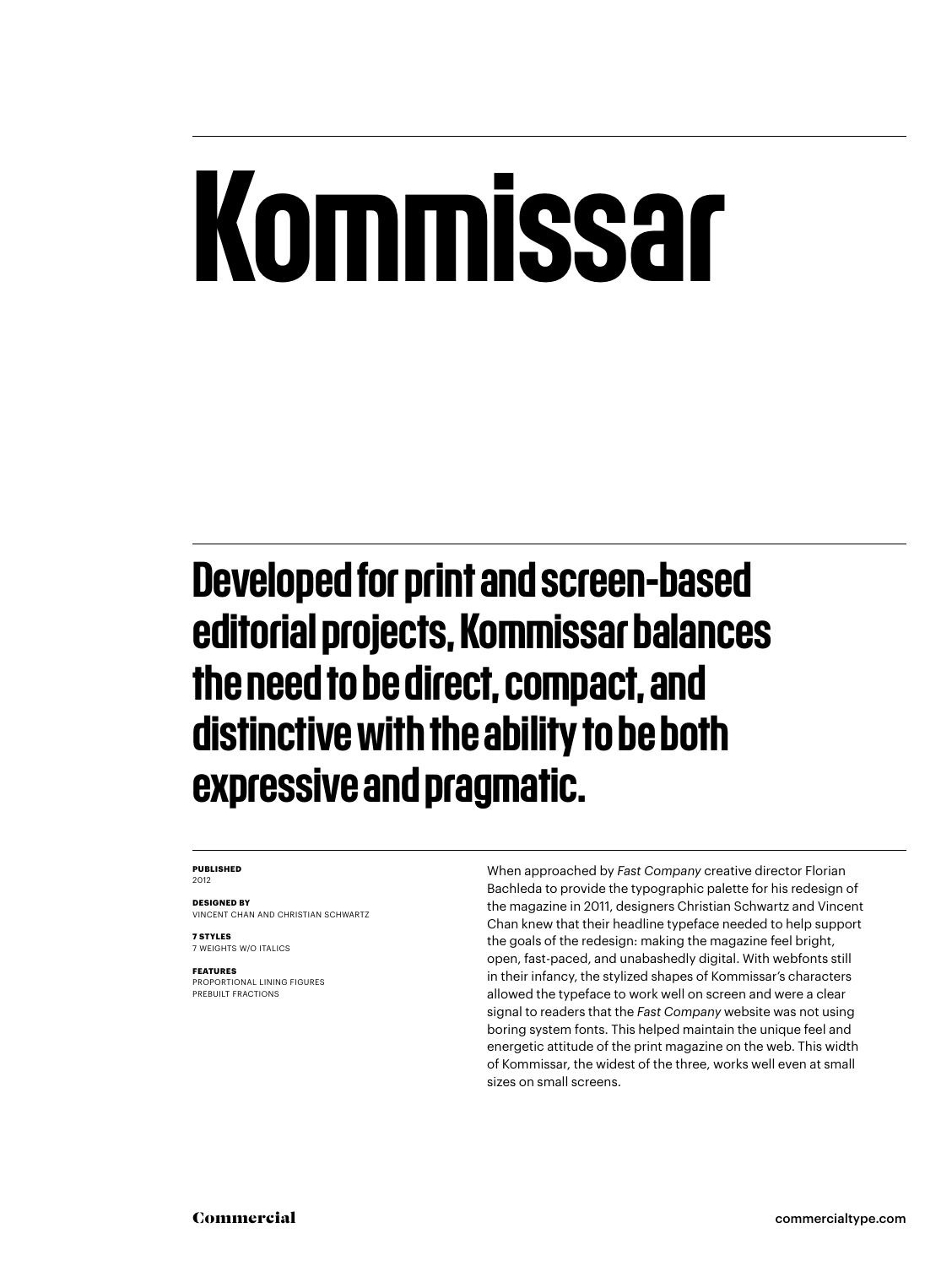# Kommissar

## Developed for print and screen-based editorial projects, Kommissar balances the need to be direct, compact, and distinctive with the ability to be both expressive and pragmatic.

**PUBLISHED**
2012

**DESIGNED BY**
VINCENT CHAN AND CHRISTIAN SCHWARTZ

**7 STYLES**
7 WEIGHTS W/O ITALICS

**FEATURES**
PROPORTIONAL LINING FIGURES
PREBUILT FRACTIONS

When approached by *Fast Company* creative director Florian Bachleda to provide the typographic palette for his redesign of the magazine in 2011, designers Christian Schwartz and Vincent Chan knew that their headline typeface needed to help support the goals of the redesign: making the magazine feel bright, open, fast-paced, and unabashedly digital. With webfonts still in their infancy, the stylized shapes of Kommissar's characters allowed the typeface to work well on screen and were a clear signal to readers that the *Fast Company* website was not using boring system fonts. This helped maintain the unique feel and energetic attitude of the print magazine on the web. This width of Kommissar, the widest of the three, works well even at small sizes on small screens.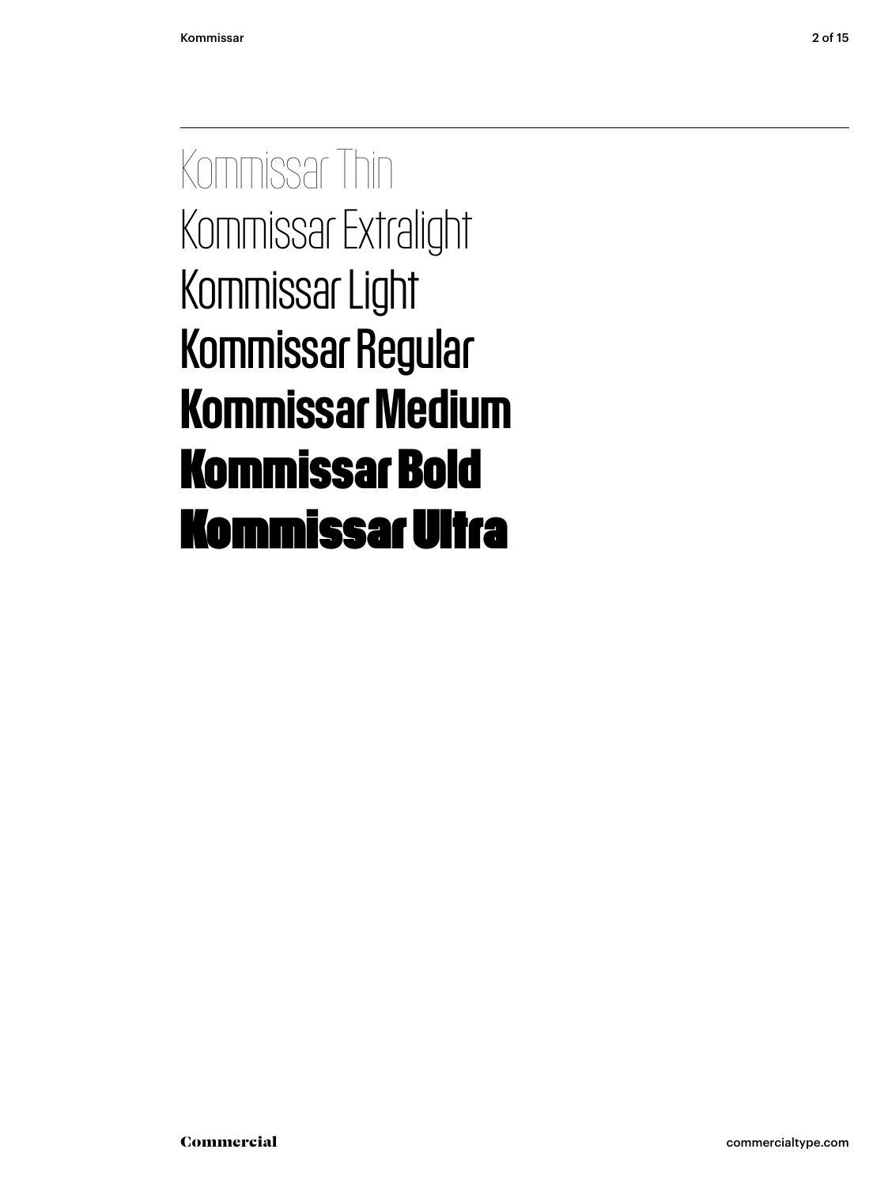Kommissar Thin
Kommissar Extralight
Kommissar Light
Kommissar Regular
**Kommissar Medium**
**Kommissar Bold**
**Kommissar Ultra**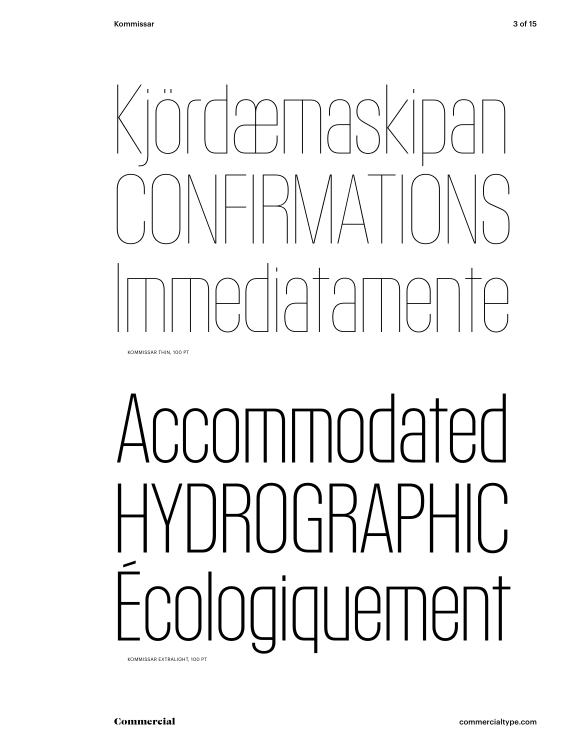Kjördæmaskipan
CONFIRMATIONS
Immediatamente

KOMMISSAR THIN, 100 PT

Accommodated
HYDROGRAPHIC
Écologiquement

KOMMISSAR EXTRALIGHT, 100 PT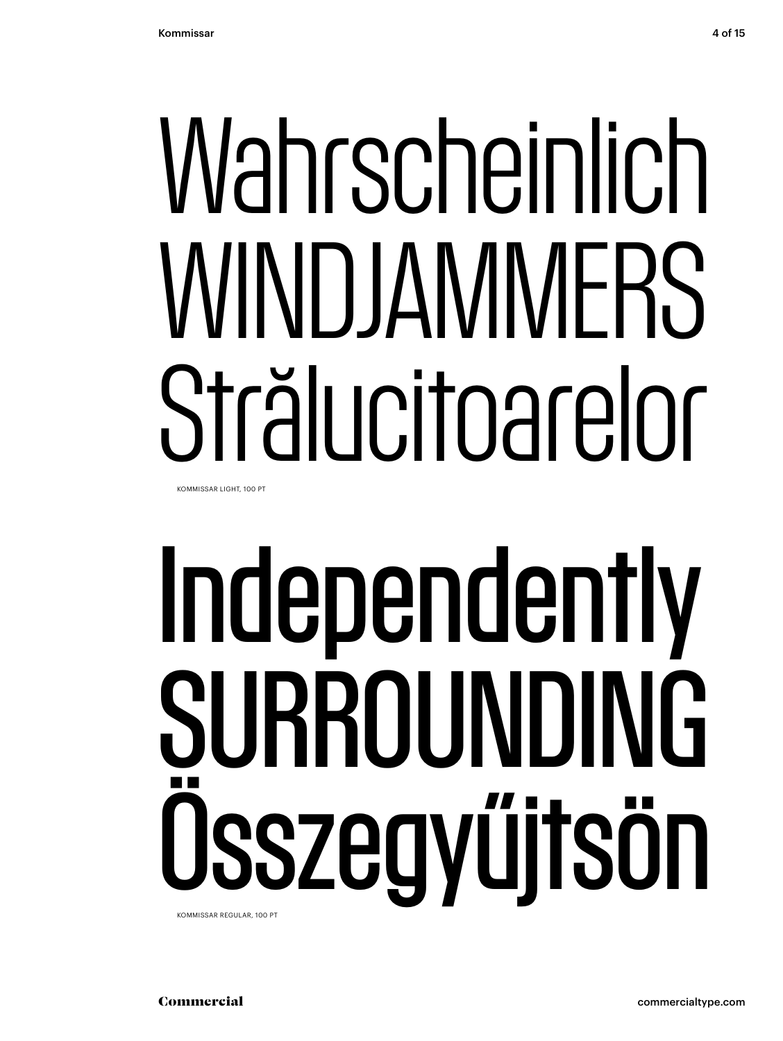Wahrscheinlich
WINDJAMMERS
Strălucitoarelor

KOMMISSAR LIGHT, 100 PT

Independently
SURROUNDING
Összegyűjtsön

KOMMISSAR REGULAR, 100 PT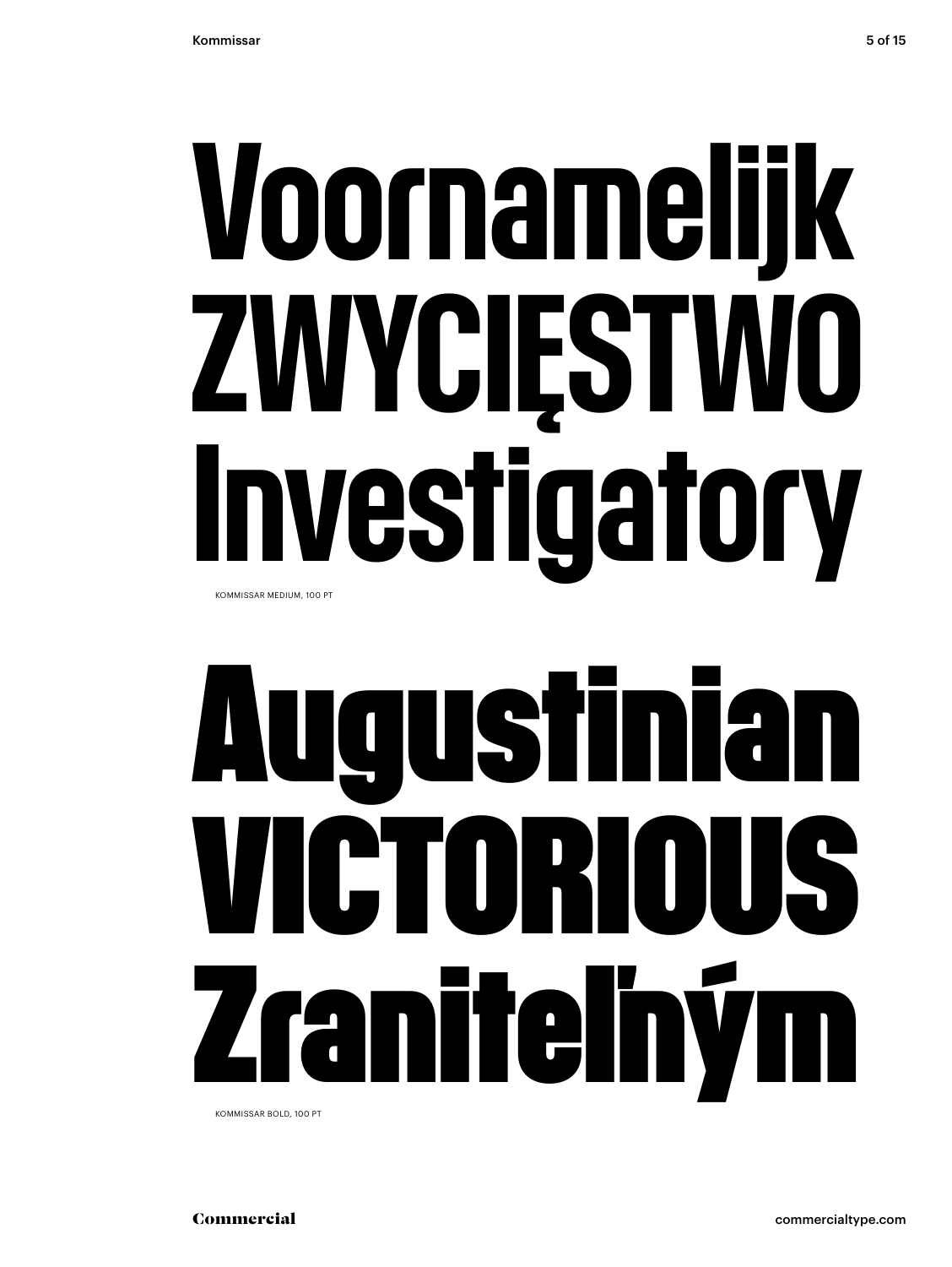Voornamelijk
ZWYCIĘSTWO
Investigatory

KOMMISSAR MEDIUM, 100 PT

Augustinian
VICTORIOUS
Zraniteľným

KOMMISSAR BOLD, 100 PT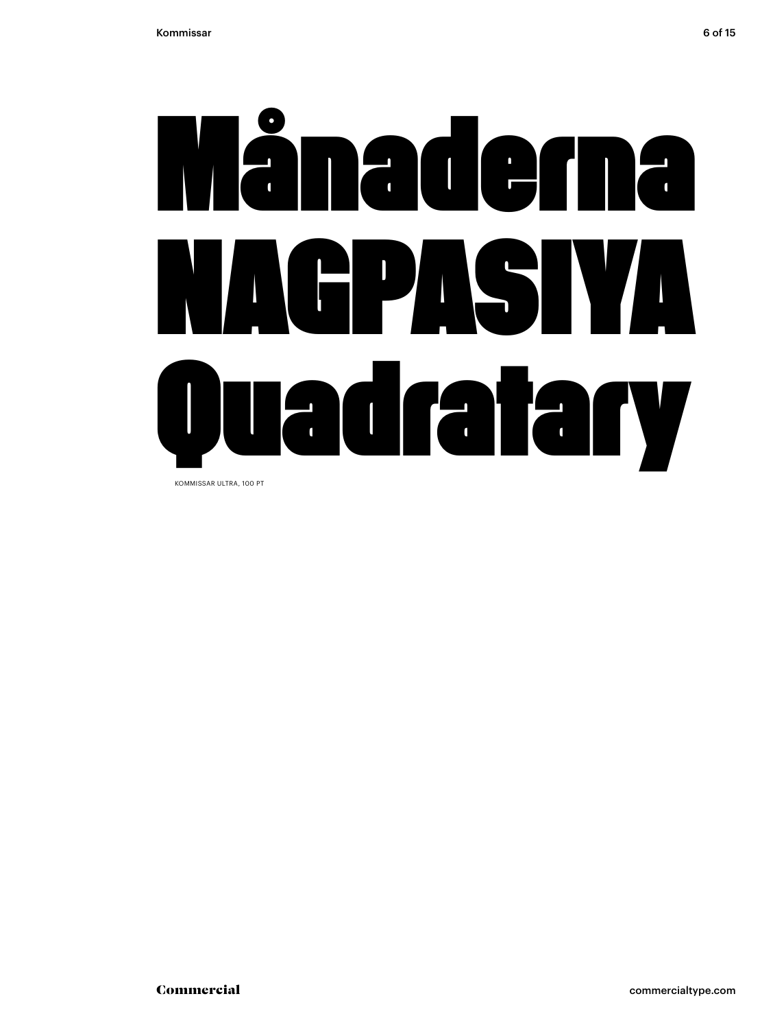# Månaderna NAGPASIYA Quadratary

KOMMISSAR ULTRA, 100 PT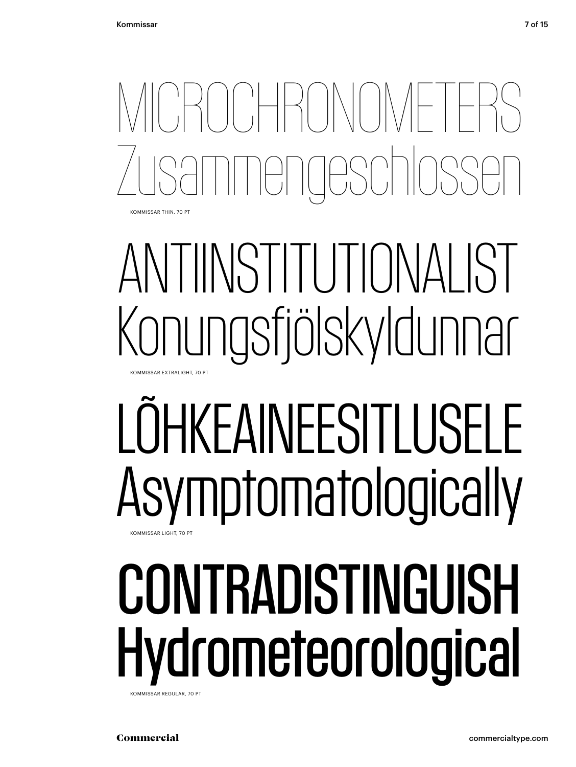MICROCHRONOMETERS
Zusammengeschlossen

KOMMISSAR THIN, 70 PT

ANTIINSTITUTIONALIST
Konungsfjölskyldunnar

KOMMISSAR EXTRALIGHT, 70 PT

LÕHKEAINEESITLUSELE
Asymptomatologically

KOMMISSAR LIGHT, 70 PT

CONTRADISTINGUISH
Hydrometeorological

KOMMISSAR REGULAR, 70 PT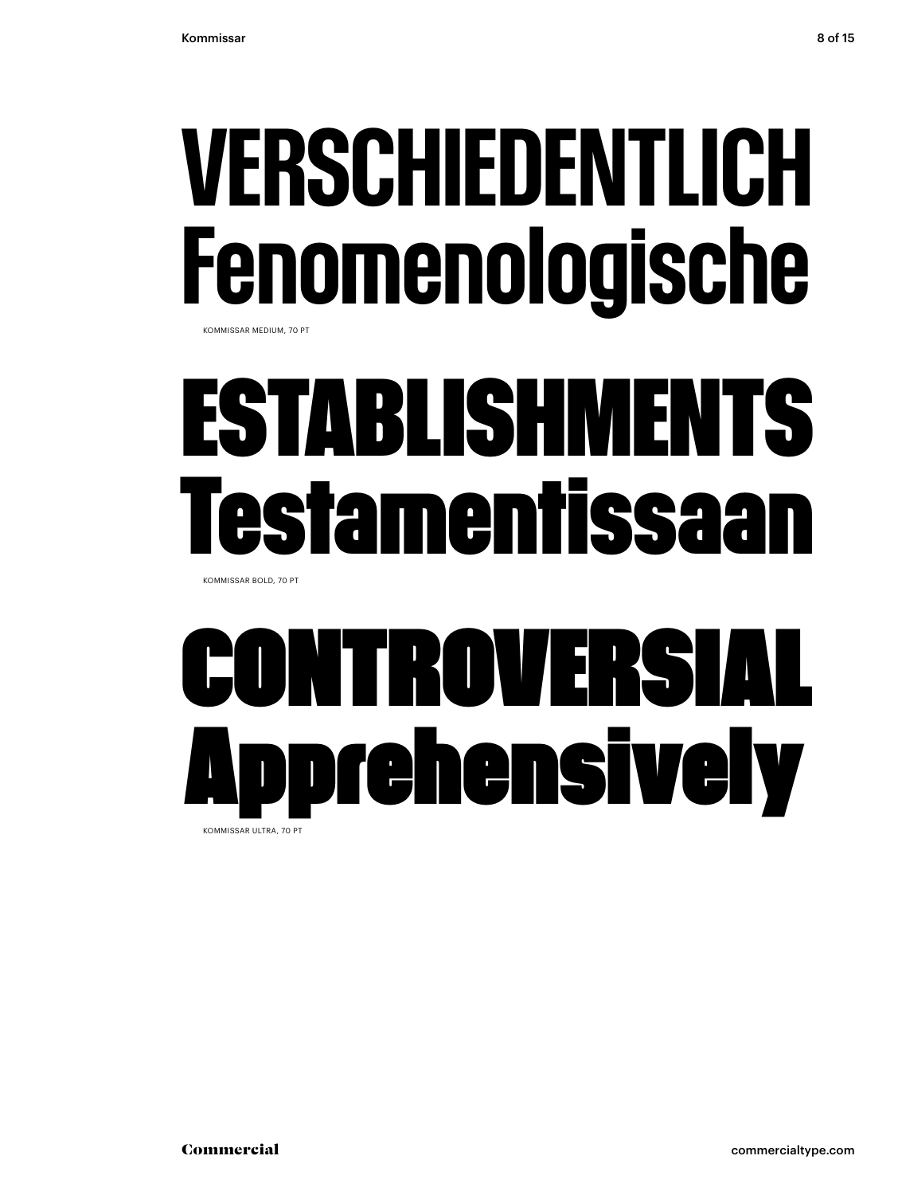# VERSCHIEDENTLICH Fenomenologische

KOMMISSAR MEDIUM, 70 PT

# ESTABLISHMENTS Testamentissaan

KOMMISSAR BOLD, 70 PT

# CONTROVERSIAL Apprehensively

KOMMISSAR ULTRA, 70 PT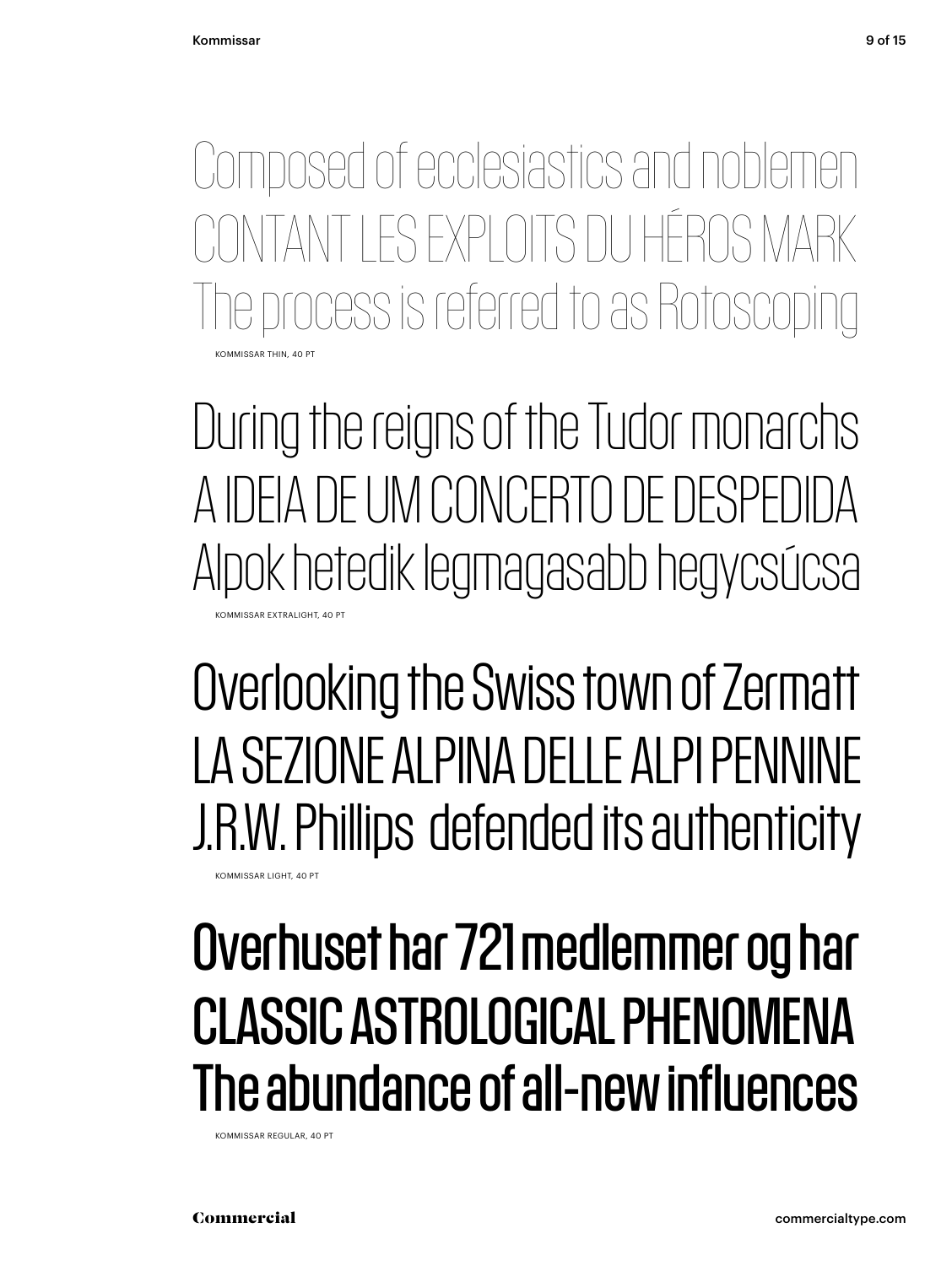Composed of ecclesiastics and noblemen
CONTANT LES EXPLOITS DU HÉROS MARK
The process is referred to as Rotoscoping

KOMMISSAR THIN, 40 PT

During the reigns of the Tudor monarchs
A IDEIA DE UM CONCERTO DE DESPEDIDA
Alpok hetedik legmagasabb hegycsúcsa

KOMMISSAR EXTRALIGHT, 40 PT

Overlooking the Swiss town of Zermatt
LA SEZIONE ALPINA DELLE ALPI PENNINE
J.R.W. Phillips defended its authenticity

KOMMISSAR LIGHT, 40 PT

Overhuset har 721 medlemmer og har
CLASSIC ASTROLOGICAL PHENOMENA
The abundance of all-new influences

KOMMISSAR REGULAR, 40 PT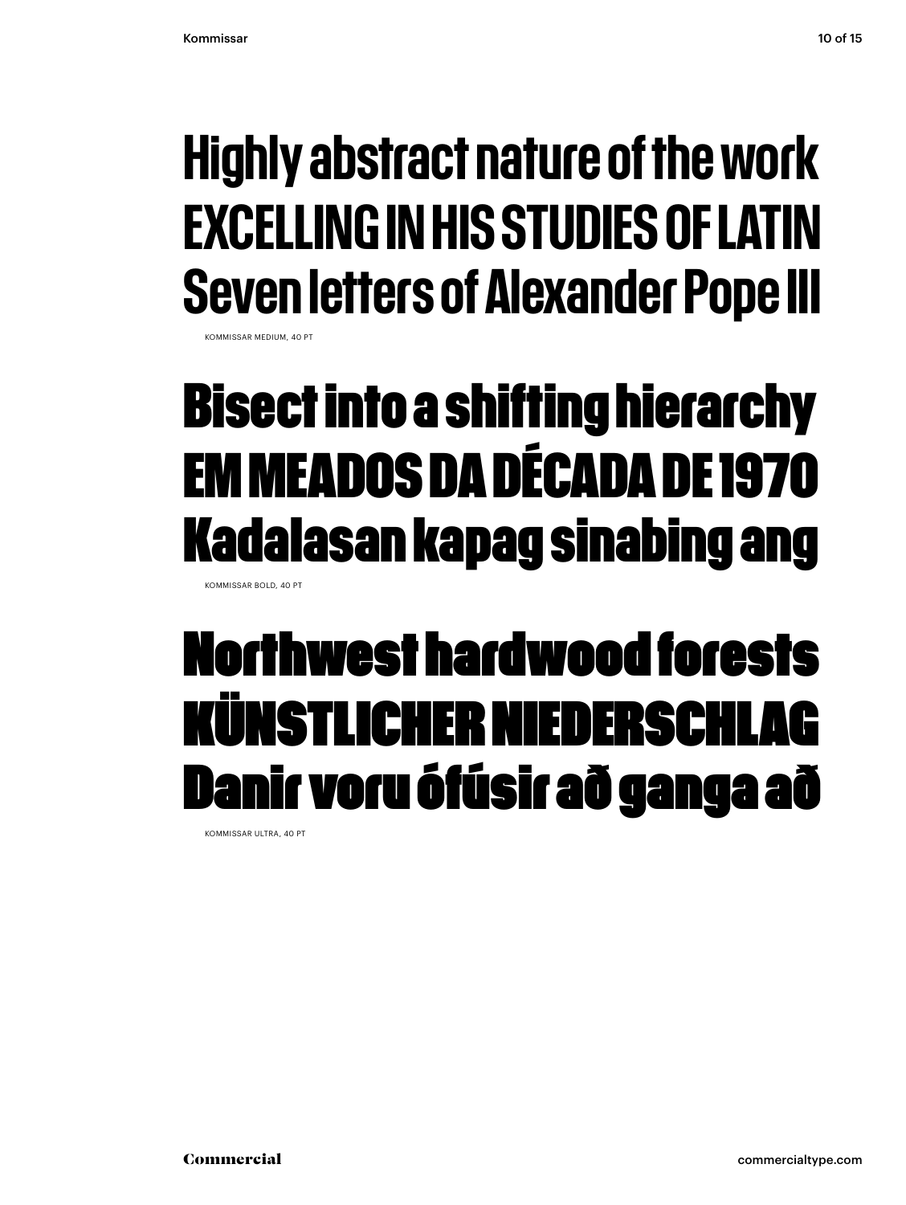Highly abstract nature of the work
EXCELLING IN HIS STUDIES OF LATIN
Seven letters of Alexander Pope III

KOMMISSAR MEDIUM, 40 PT

Bisect into a shifting hierarchy
EM MEADOS DA DÉCADA DE 1970
Kadalasan kapag sinabing ang

KOMMISSAR BOLD, 40 PT

Northwest hardwood forests
KÜNSTLICHER NIEDERSCHLAG
Danir voru ófúsir að ganga að

KOMMISSAR ULTRA, 40 PT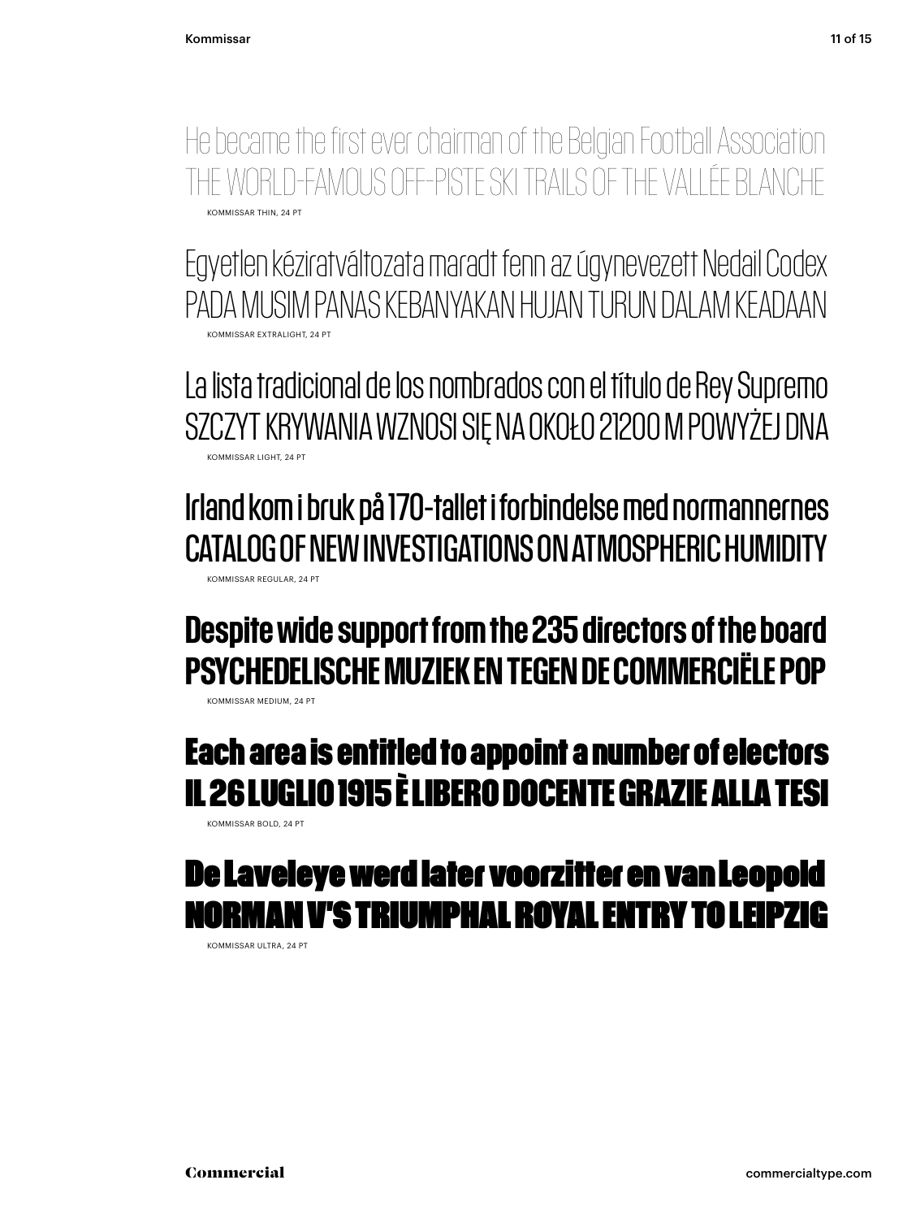He became the first ever chairman of the Belgian Football Association
THE WORLD-FAMOUS OFF-PISTE SKI TRAILS OF THE VALLÉE BLANCHE

KOMMISSAR THIN, 24 PT

Egyetlen kéziratváltozata maradt fenn az úgynevezett Nedail Codex
PADA MUSIM PANAS KEBANYAKAN HUJAN TURUN DALAM KEADAAN

KOMMISSAR EXTRALIGHT, 24 PT

La lista tradicional de los nombrados con el título de Rey Supremo
SZCZYT KRYWANIA WZNOSI SIĘ NA OKOŁO 21200 M POWYŻEJ DNA

KOMMISSAR LIGHT, 24 PT

Irland kom i bruk på 170-tallet i forbindelse med normannernes
CATALOG OF NEW INVESTIGATIONS ON ATMOSPHERIC HUMIDITY

KOMMISSAR REGULAR, 24 PT

**Despite wide support from the 235 directors of the board**
**PSYCHEDELISCHE MUZIEK EN TEGEN DE COMMERCIËLE POP**

KOMMISSAR MEDIUM, 24 PT

**Each area is entitled to appoint a number of electors**
**IL 26 LUGLIO 1915 È LIBERO DOCENTE GRAZIE ALLA TESI**

KOMMISSAR BOLD, 24 PT

**De Laveleye werd later voorzitter en van Leopold**
**NORMAN V'S TRIUMPHAL ROYAL ENTRY TO LEIPZIG**

KOMMISSAR ULTRA, 24 PT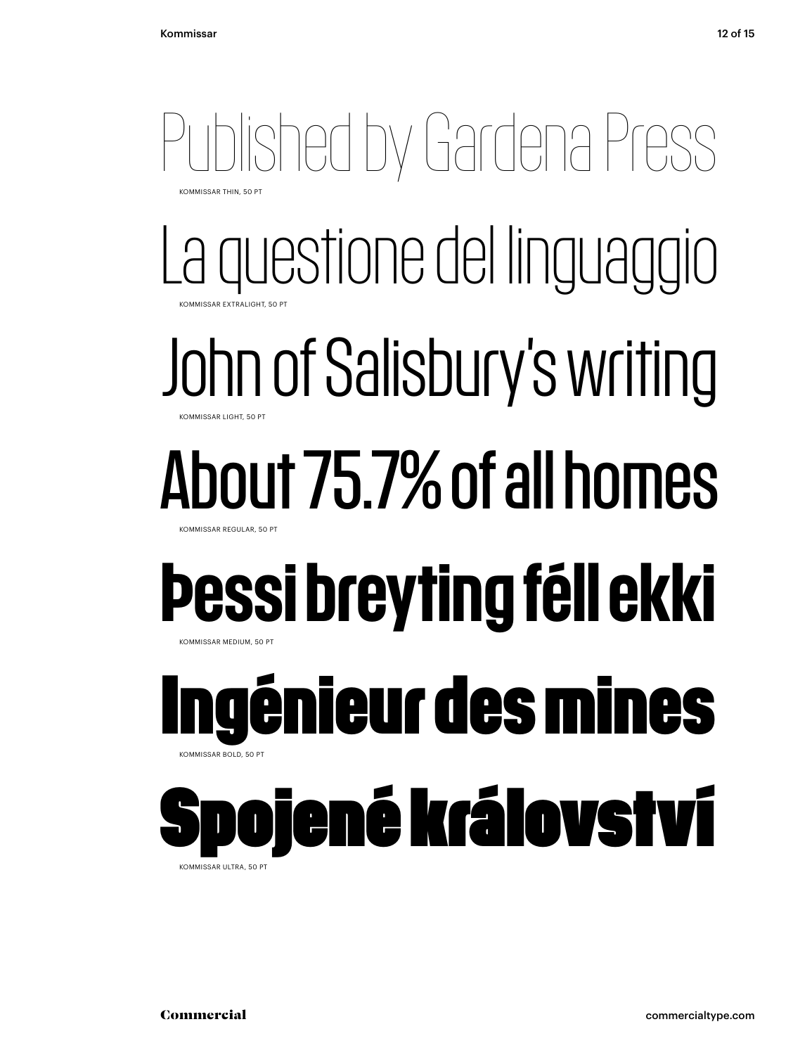Published by Gardena Press

KOMMISSAR THIN, 50 PT

La questione del linguaggio

KOMMISSAR EXTRALIGHT, 50 PT

John of Salisbury's writing

KOMMISSAR LIGHT, 50 PT

About 75.7% of all homes

KOMMISSAR REGULAR, 50 PT

Þessi breyting féll ekki

KOMMISSAR MEDIUM, 50 PT

Ingénieur des mines

KOMMISSAR BOLD, 50 PT

Spojené království

KOMMISSAR ULTRA, 50 PT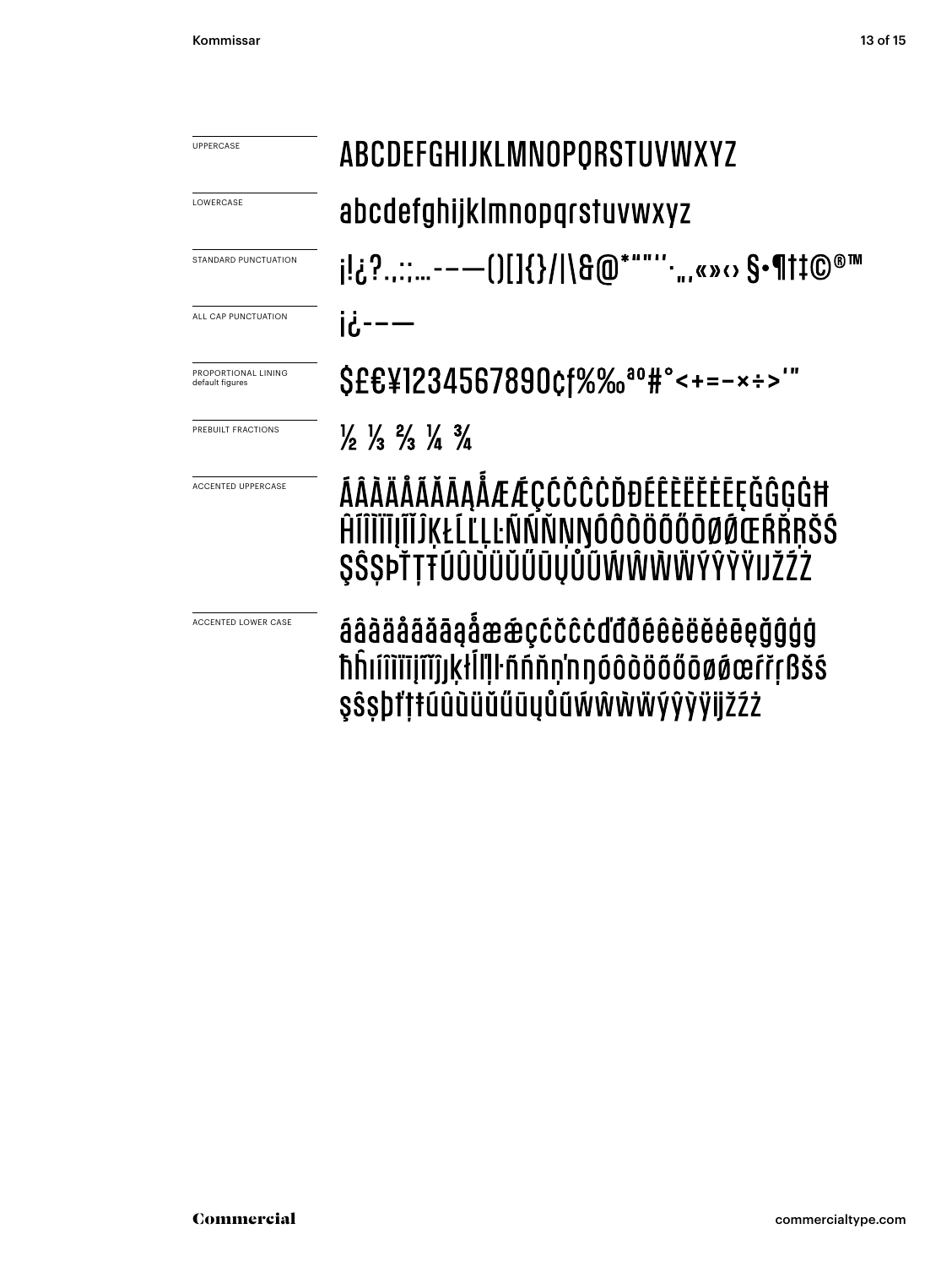UPPERCASE

ABCDEFGHIJKLMNOPQRSTUVWXYZ

LOWERCASE

abcdefghijklmnopqrstuvwxyz

STANDARD PUNCTUATION

¡!¿?.,:;…-–—()[]{}/|\&@*"""''·„‚«»‹› §•¶†‡©®™

ALL CAP PUNCTUATION

¡¿-–—

PROPORTIONAL LINING
default figures

$£€¥1234567890¢ƒ%‰ªº#°<+=−×÷>'"

PREBUILT FRACTIONS

½ ⅓ ⅔ ¼ ¾

ACCENTED UPPERCASE

ÁÂÀÄÅÃĂĀĄǺÆǼÇĆČĈĊĎĐÉÊÈËĚĖĒĘĞĜĢĠĦ
ĤÍÎÌÏĪĮĨĬĴĶŁĹĽĻĿÑŃŇŅŊÓÔÒÖÕŐŌØǾŒŔŘŖŠŚ
ŞŜȘÞŤŢŦÚÛÙÜŬŰŪŲŮŨẂŴẀẄÝŶỲŸĲŽŹŻ

ACCENTED LOWER CASE

áâàäåãăāąǻæǽçćčĉċďđéêèëěėēęğĝģġ
ħĥıíîìïīįĩĭȷķłĺľļŀñńňņŉŋóôòöõőōøǿœŕřŗßšś
şŝșþťţŧúûùüŭűūųůũẃŵẁẅýŷỳÿĳžźż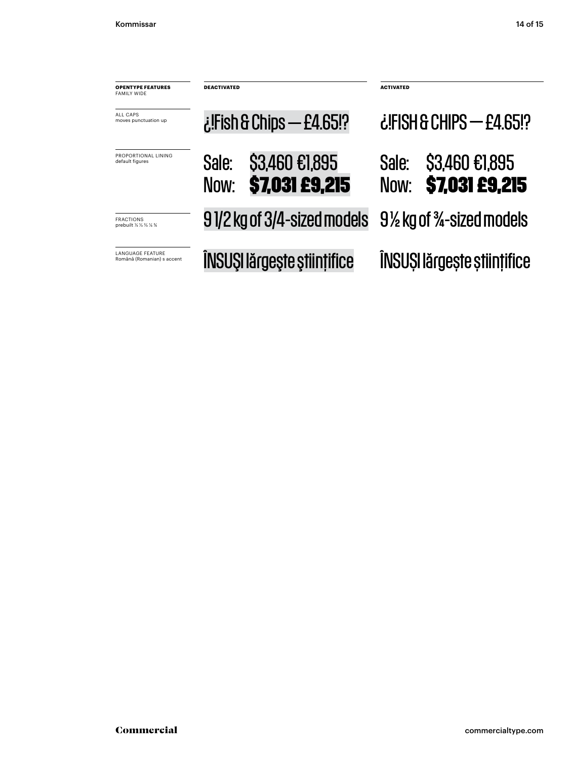| **OPENTYPE FEATURES** FAMILY WIDE | **DEACTIVATED** | **ACTIVATED** |
| --- | --- | --- |
| ALL CAPS moves punctuation up | ¿!Fish & Chips — £4.65!? | ¿!FISH & CHIPS — £4.65!? |
| PROPORTIONAL LINING default figures | Sale: $3,460 €1,895<br>Now: **$7,031 £9,215** | Sale: $3,460 €1,895<br>Now: **$7,031 £9,215** |
| FRACTIONS prebuilt ½ ⅓ ⅔ ¼ ¾ | 9 1/2 kg of 3/4-sized models | 9 ½ kg of ¾-sized models |
| LANGUAGE FEATURE Română (Romanian) s accent | ÎNSUŞI lărgeşte ştiinţifice | ÎNSUȘI lărgește științifice |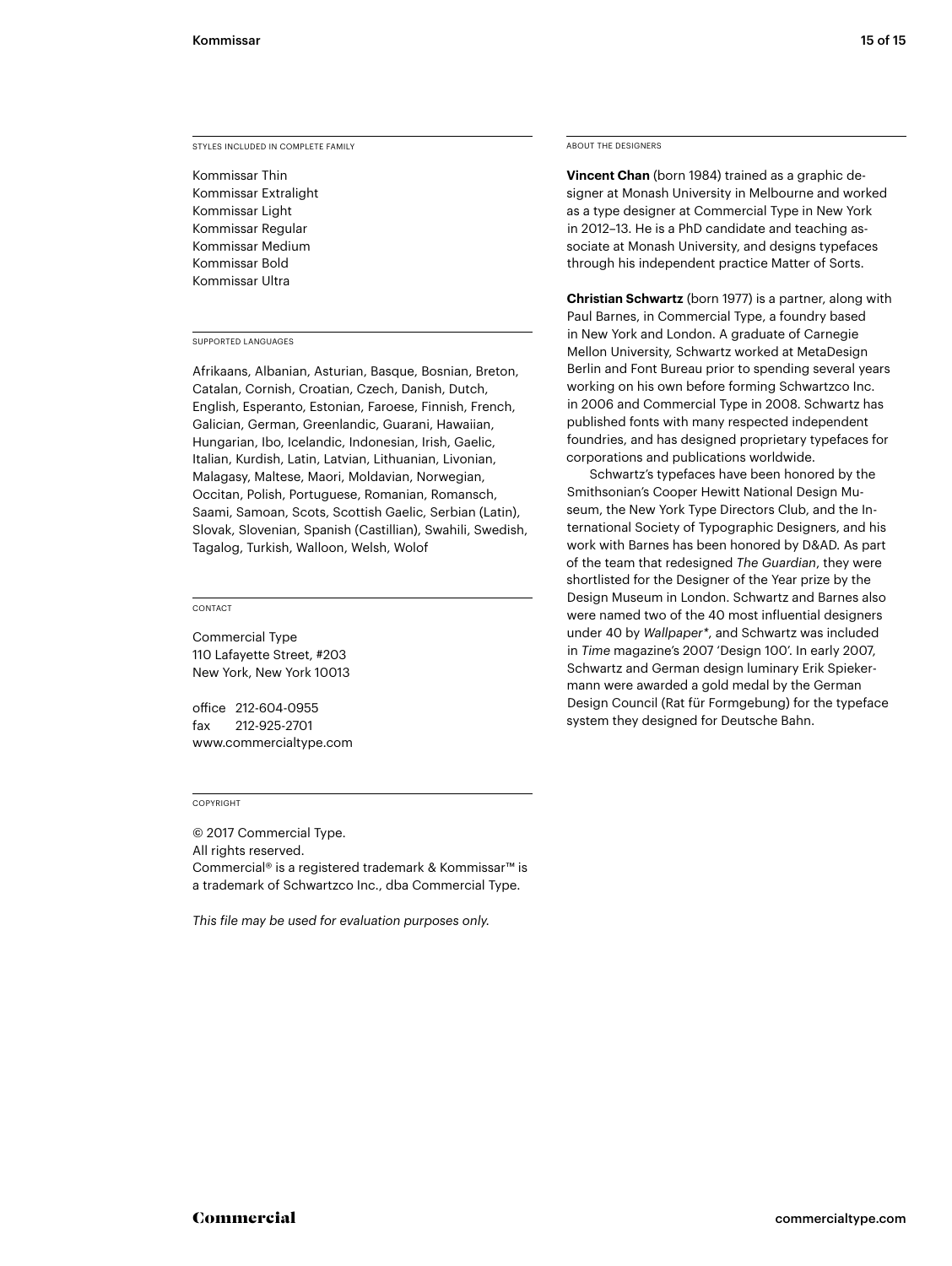## STYLES INCLUDED IN COMPLETE FAMILY

Kommissar Thin
Kommissar Extralight
Kommissar Light
Kommissar Regular
Kommissar Medium
Kommissar Bold
Kommissar Ultra

## SUPPORTED LANGUAGES

Afrikaans, Albanian, Asturian, Basque, Bosnian, Breton, Catalan, Cornish, Croatian, Czech, Danish, Dutch, English, Esperanto, Estonian, Faroese, Finnish, French, Galician, German, Greenlandic, Guarani, Hawaiian, Hungarian, Ibo, Icelandic, Indonesian, Irish, Gaelic, Italian, Kurdish, Latin, Latvian, Lithuanian, Livonian, Malagasy, Maltese, Maori, Moldavian, Norwegian, Occitan, Polish, Portuguese, Romanian, Romansch, Saami, Samoan, Scots, Scottish Gaelic, Serbian (Latin), Slovak, Slovenian, Spanish (Castillian), Swahili, Swedish, Tagalog, Turkish, Walloon, Welsh, Wolof

## CONTACT

Commercial Type
110 Lafayette Street, #203
New York, New York 10013

office 212-604-0955
fax 212-925-2701
www.commercialtype.com

## COPYRIGHT

© 2017 Commercial Type.
All rights reserved.
Commercial® is a registered trademark & Kommissar™ is a trademark of Schwartzco Inc., dba Commercial Type.

*This file may be used for evaluation purposes only.*

## ABOUT THE DESIGNERS

**Vincent Chan** (born 1984) trained as a graphic designer at Monash University in Melbourne and worked as a type designer at Commercial Type in New York in 2012–13. He is a PhD candidate and teaching associate at Monash University, and designs typefaces through his independent practice Matter of Sorts.

**Christian Schwartz** (born 1977) is a partner, along with Paul Barnes, in Commercial Type, a foundry based in New York and London. A graduate of Carnegie Mellon University, Schwartz worked at MetaDesign Berlin and Font Bureau prior to spending several years working on his own before forming Schwartzco Inc. in 2006 and Commercial Type in 2008. Schwartz has published fonts with many respected independent foundries, and has designed proprietary typefaces for corporations and publications worldwide.

Schwartz's typefaces have been honored by the Smithsonian's Cooper Hewitt National Design Museum, the New York Type Directors Club, and the International Society of Typographic Designers, and his work with Barnes has been honored by D&AD. As part of the team that redesigned *The Guardian*, they were shortlisted for the Designer of the Year prize by the Design Museum in London. Schwartz and Barnes also were named two of the 40 most influential designers under 40 by *Wallpaper**, and Schwartz was included in *Time* magazine's 2007 'Design 100'. In early 2007, Schwartz and German design luminary Erik Spiekermann were awarded a gold medal by the German Design Council (Rat für Formgebung) for the typeface system they designed for Deutsche Bahn.